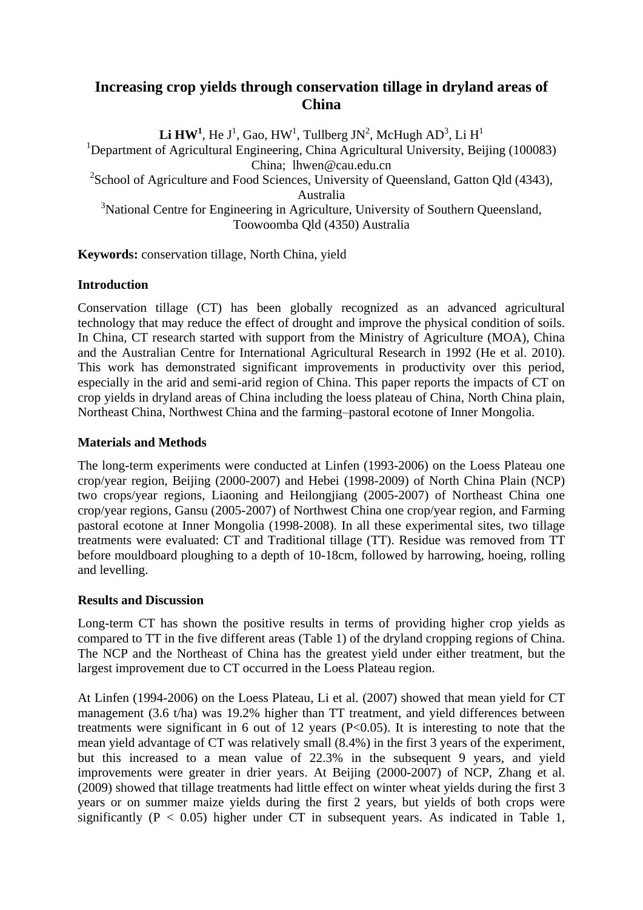# Increasing crop yields through conservation tillage in dryland areas of China

**Li HW[1]**, He J[1], Gao, HW[1], Tullberg JN[2], McHugh AD[3], Li H[1]

[1]Department of Agricultural Engineering, China Agricultural University, Beijing (100083) China; lhwen@cau.edu.cn

[2]School of Agriculture and Food Sciences, University of Queensland, Gatton Qld (4343), Australia

[3]National Centre for Engineering in Agriculture, University of Southern Queensland, Toowoomba Qld (4350) Australia

**Keywords:** conservation tillage, North China, yield

## Introduction

Conservation tillage (CT) has been globally recognized as an advanced agricultural technology that may reduce the effect of drought and improve the physical condition of soils. In China, CT research started with support from the Ministry of Agriculture (MOA), China and the Australian Centre for International Agricultural Research in 1992 (He et al. 2010). This work has demonstrated significant improvements in productivity over this period, especially in the arid and semi-arid region of China. This paper reports the impacts of CT on crop yields in dryland areas of China including the loess plateau of China, North China plain, Northeast China, Northwest China and the farming–pastoral ecotone of Inner Mongolia.

## Materials and Methods

The long-term experiments were conducted at Linfen (1993-2006) on the Loess Plateau one crop/year region, Beijing (2000-2007) and Hebei (1998-2009) of North China Plain (NCP) two crops/year regions, Liaoning and Heilongjiang (2005-2007) of Northeast China one crop/year regions, Gansu (2005-2007) of Northwest China one crop/year region, and Farming pastoral ecotone at Inner Mongolia (1998-2008). In all these experimental sites, two tillage treatments were evaluated: CT and Traditional tillage (TT). Residue was removed from TT before mouldboard ploughing to a depth of 10-18cm, followed by harrowing, hoeing, rolling and levelling.

## Results and Discussion

Long-term CT has shown the positive results in terms of providing higher crop yields as compared to TT in the five different areas (Table 1) of the dryland cropping regions of China. The NCP and the Northeast of China has the greatest yield under either treatment, but the largest improvement due to CT occurred in the Loess Plateau region.

At Linfen (1994-2006) on the Loess Plateau, Li et al. (2007) showed that mean yield for CT management (3.6 t/ha) was 19.2% higher than TT treatment, and yield differences between treatments were significant in 6 out of 12 years ($P<0.05$). It is interesting to note that the mean yield advantage of CT was relatively small (8.4%) in the first 3 years of the experiment, but this increased to a mean value of 22.3% in the subsequent 9 years, and yield improvements were greater in drier years. At Beijing (2000-2007) of NCP, Zhang et al. (2009) showed that tillage treatments had little effect on winter wheat yields during the first 3 years or on summer maize yields during the first 2 years, but yields of both crops were significantly ($P < 0.05$) higher under CT in subsequent years. As indicated in Table 1,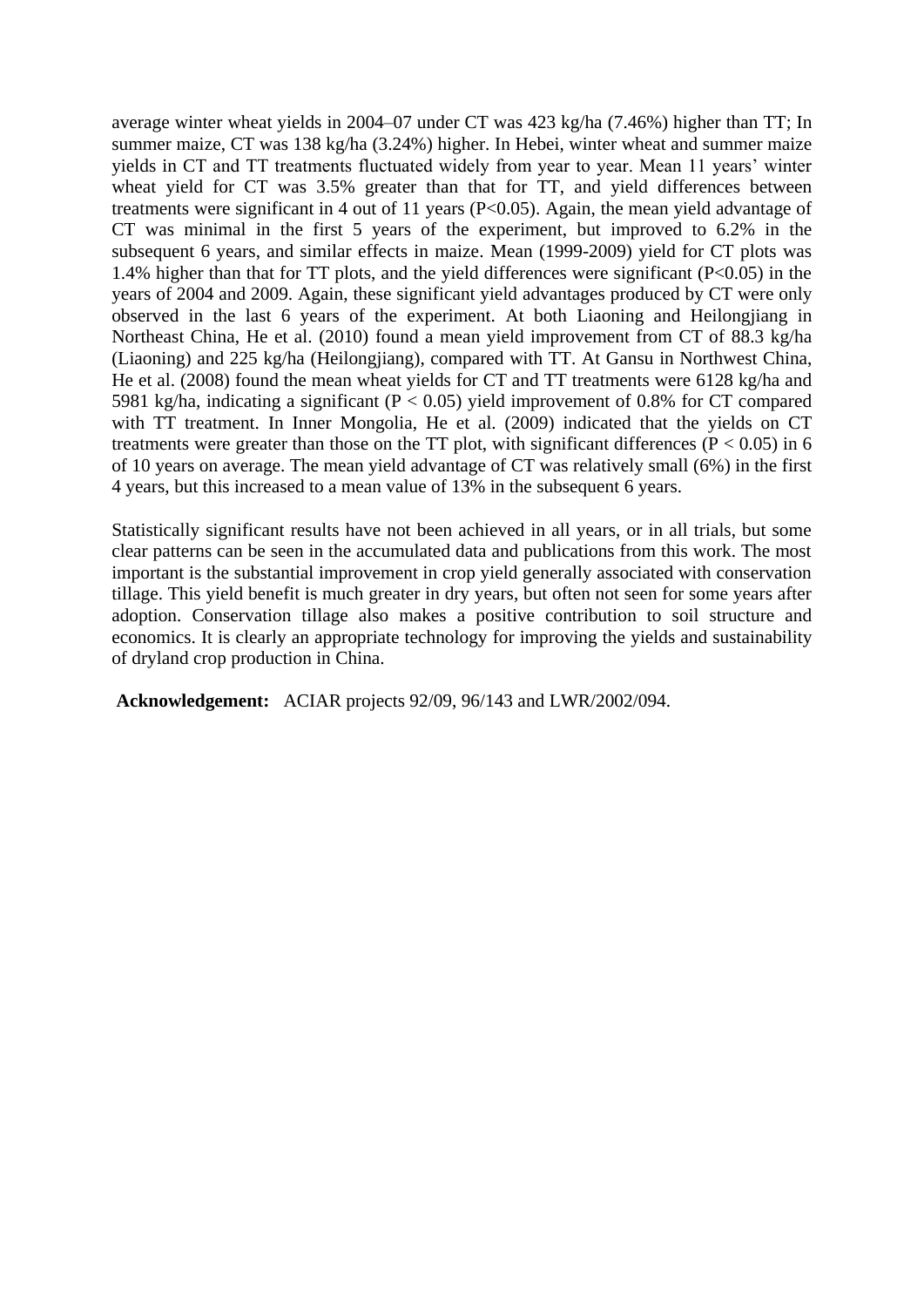average winter wheat yields in 2004–07 under CT was 423 kg/ha (7.46%) higher than TT; In summer maize, CT was 138 kg/ha (3.24%) higher. In Hebei, winter wheat and summer maize yields in CT and TT treatments fluctuated widely from year to year. Mean 11 years' winter wheat yield for CT was 3.5% greater than that for TT, and yield differences between treatments were significant in 4 out of 11 years ($P<0.05$). Again, the mean yield advantage of CT was minimal in the first 5 years of the experiment, but improved to 6.2% in the subsequent 6 years, and similar effects in maize. Mean (1999-2009) yield for CT plots was 1.4% higher than that for TT plots, and the yield differences were significant ($P<0.05$) in the years of 2004 and 2009. Again, these significant yield advantages produced by CT were only observed in the last 6 years of the experiment. At both Liaoning and Heilongjiang in Northeast China, He et al. (2010) found a mean yield improvement from CT of 88.3 kg/ha (Liaoning) and 225 kg/ha (Heilongjiang), compared with TT. At Gansu in Northwest China, He et al. (2008) found the mean wheat yields for CT and TT treatments were 6128 kg/ha and 5981 kg/ha, indicating a significant ($P < 0.05$) yield improvement of 0.8% for CT compared with TT treatment. In Inner Mongolia, He et al. (2009) indicated that the yields on CT treatments were greater than those on the TT plot, with significant differences ($P < 0.05$) in 6 of 10 years on average. The mean yield advantage of CT was relatively small (6%) in the first 4 years, but this increased to a mean value of 13% in the subsequent 6 years.

Statistically significant results have not been achieved in all years, or in all trials, but some clear patterns can be seen in the accumulated data and publications from this work. The most important is the substantial improvement in crop yield generally associated with conservation tillage. This yield benefit is much greater in dry years, but often not seen for some years after adoption. Conservation tillage also makes a positive contribution to soil structure and economics. It is clearly an appropriate technology for improving the yields and sustainability of dryland crop production in China.

**Acknowledgement:** ACIAR projects 92/09, 96/143 and LWR/2002/094.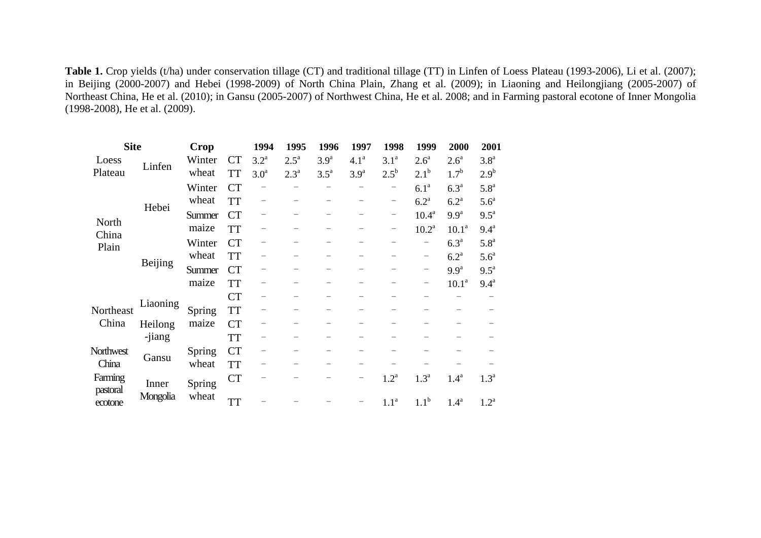**Table 1.** Crop yields (t/ha) under conservation tillage (CT) and traditional tillage (TT) in Linfen of Loess Plateau (1993-2006), Li et al. (2007); in Beijing (2000-2007) and Hebei (1998-2009) of North China Plain, Zhang et al. (2009); in Liaoning and Heilongjiang (2005-2007) of Northeast China, He et al. (2010); in Gansu (2005-2007) of Northwest China, He et al. 2008; and in Farming pastoral ecotone of Inner Mongolia (1998-2008), He et al. (2009).

| Site | | Crop | | 1994 | 1995 | 1996 | 1997 | 1998 | 1999 | 2000 | 2001 |
|---|---|---|---|---|---|---|---|---|---|---|---|
| Loess Plateau | Linfen | Winter wheat | CT | 3.2[a] | 2.5[a] | 3.9[a] | 4.1[a] | 3.1[a] | 2.6[a] | 2.6[a] | 3.8[a] |
| | | | TT | 3.0[a] | 2.3[a] | 3.5[a] | 3.9[a] | 2.5[b] | 2.1[b] | 1.7[b] | 2.9[b] |
| North China Plain | Hebei | Winter wheat | CT | − | − | − | − | − | 6.1[a] | 6.3[a] | 5.8[a] |
| | | | TT | − | − | − | − | − | 6.2[a] | 6.2[a] | 5.6[a] |
| | | Summer maize | CT | − | − | − | − | − | 10.4[a] | 9.9[a] | 9.5[a] |
| | | | TT | − | − | − | − | − | 10.2[a] | 10.1[a] | 9.4[a] |
| | Beijing | Winter wheat | CT | − | − | − | − | − | − | 6.3[a] | 5.8[a] |
| | | | TT | − | − | − | − | − | − | 6.2[a] | 5.6[a] |
| | | Summer maize | CT | − | − | − | − | − | − | 9.9[a] | 9.5[a] |
| | | | TT | − | − | − | − | − | − | 10.1[a] | 9.4[a] |
| Northeast China | Liaoning | Spring maize | CT | − | − | − | − | − | − | − | − |
| | | | TT | − | − | − | − | − | − | − | − |
| | Heilong-jiang | | CT | − | − | − | − | − | − | − | − |
| | | | TT | − | − | − | − | − | − | − | − |
| Northwest China | Gansu | Spring wheat | CT | − | − | − | − | − | − | − | − |
| | | | TT | − | − | − | − | − | − | − | − |
| Farming pastoral ecotone | Inner Mongolia | Spring wheat | CT | − | − | − | − | 1.2[a] | 1.3[a] | 1.4[a] | 1.3[a] |
| | | | TT | − | − | − | − | 1.1[a] | 1.1[b] | 1.4[a] | 1.2[a] |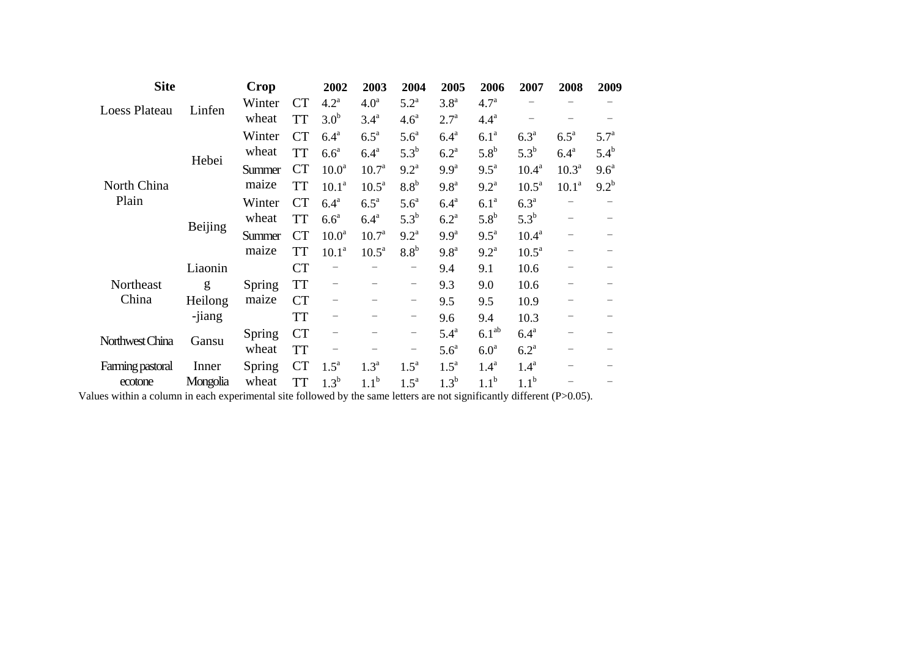| Site | | Crop | | 2002 | 2003 | 2004 | 2005 | 2006 | 2007 | 2008 | 2009 |
|---|---|---|---|---|---|---|---|---|---|---|---|
| Loess Plateau | Linfen | Winter wheat | CT | 4.2[a] | 4.0[a] | 5.2[a] | 3.8[a] | 4.7[a] | − | − | − |
| | | | TT | 3.0[b] | 3.4[a] | 4.6[a] | 2.7[a] | 4.4[a] | − | − | − |
| North China Plain | Hebei | Winter wheat | CT | 6.4[a] | 6.5[a] | 5.6[a] | 6.4[a] | 6.1[a] | 6.3[a] | 6.5[a] | 5.7[a] |
| | | | TT | 6.6[a] | 6.4[a] | 5.3[b] | 6.2[a] | 5.8[b] | 5.3[b] | 6.4[a] | 5.4[b] |
| | | Summer maize | CT | 10.0[a] | 10.7[a] | 9.2[a] | 9.9[a] | 9.5[a] | 10.4[a] | 10.3[a] | 9.6[a] |
| | | | TT | 10.1[a] | 10.5[a] | 8.8[b] | 9.8[a] | 9.2[a] | 10.5[a] | 10.1[a] | 9.2[b] |
| | Beijing | Winter wheat | CT | 6.4[a] | 6.5[a] | 5.6[a] | 6.4[a] | 6.1[a] | 6.3[a] | − | − |
| | | | TT | 6.6[a] | 6.4[a] | 5.3[b] | 6.2[a] | 5.8[b] | 5.3[b] | − | − |
| | | Summer maize | CT | 10.0[a] | 10.7[a] | 9.2[a] | 9.9[a] | 9.5[a] | 10.4[a] | − | − |
| | | | TT | 10.1[a] | 10.5[a] | 8.8[b] | 9.8[a] | 9.2[a] | 10.5[a] | − | − |
| Northeast China | Liaoning | Spring maize | CT | − | − | − | 9.4 | 9.1 | 10.6 | − | − |
| | | | TT | − | − | − | 9.3 | 9.0 | 10.6 | − | − |
| | Heilong-jiang | | CT | − | − | − | 9.5 | 9.5 | 10.9 | − | − |
| | | | TT | − | − | − | 9.6 | 9.4 | 10.3 | − | − |
| Northwest China | Gansu | Spring wheat | CT | − | − | − | 5.4[a] | 6.1[ab] | 6.4[a] | − | − |
| | | | TT | − | − | − | 5.6[a] | 6.0[a] | 6.2[a] | − | − |
| Farming pastoral ecotone | Inner Mongolia | Spring wheat | CT | 1.5[a] | 1.3[a] | 1.5[a] | 1.5[a] | 1.4[a] | 1.4[a] | − | − |
| | | | TT | 1.3[b] | 1.1[b] | 1.5[a] | 1.3[b] | 1.1[b] | 1.1[b] | − | − |

Values within a column in each experimental site followed by the same letters are not significantly different ($P>0.05$).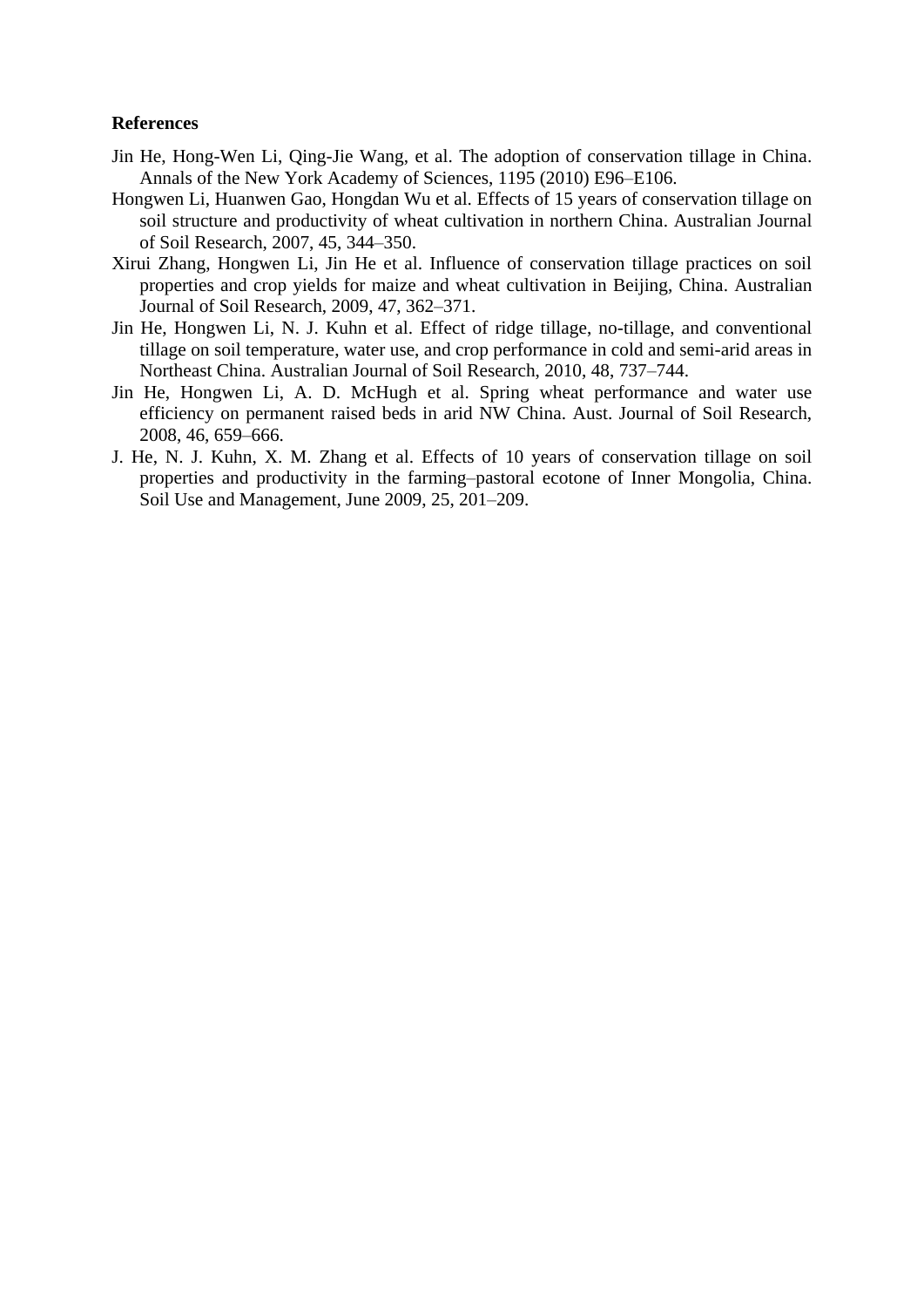**References**

Jin He, Hong-Wen Li, Qing-Jie Wang, et al. The adoption of conservation tillage in China. Annals of the New York Academy of Sciences, 1195 (2010) E96–E106.

Hongwen Li, Huanwen Gao, Hongdan Wu et al. Effects of 15 years of conservation tillage on soil structure and productivity of wheat cultivation in northern China. Australian Journal of Soil Research, 2007, 45, 344–350.

Xirui Zhang, Hongwen Li, Jin He et al. Influence of conservation tillage practices on soil properties and crop yields for maize and wheat cultivation in Beijing, China. Australian Journal of Soil Research, 2009, 47, 362–371.

Jin He, Hongwen Li, N. J. Kuhn et al. Effect of ridge tillage, no-tillage, and conventional tillage on soil temperature, water use, and crop performance in cold and semi-arid areas in Northeast China. Australian Journal of Soil Research, 2010, 48, 737–744.

Jin He, Hongwen Li, A. D. McHugh et al. Spring wheat performance and water use efficiency on permanent raised beds in arid NW China. Aust. Journal of Soil Research, 2008, 46, 659–666.

J. He, N. J. Kuhn, X. M. Zhang et al. Effects of 10 years of conservation tillage on soil properties and productivity in the farming–pastoral ecotone of Inner Mongolia, China. Soil Use and Management, June 2009, 25, 201–209.